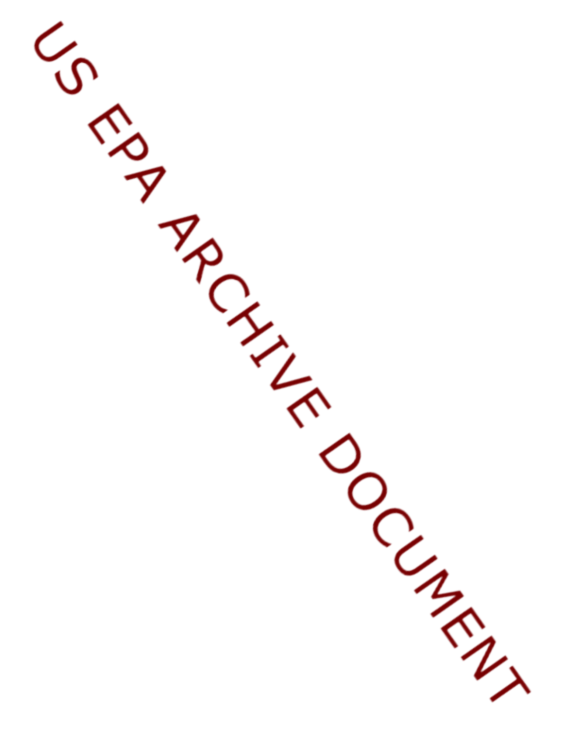US EPA ARCHIVE DOCUMENT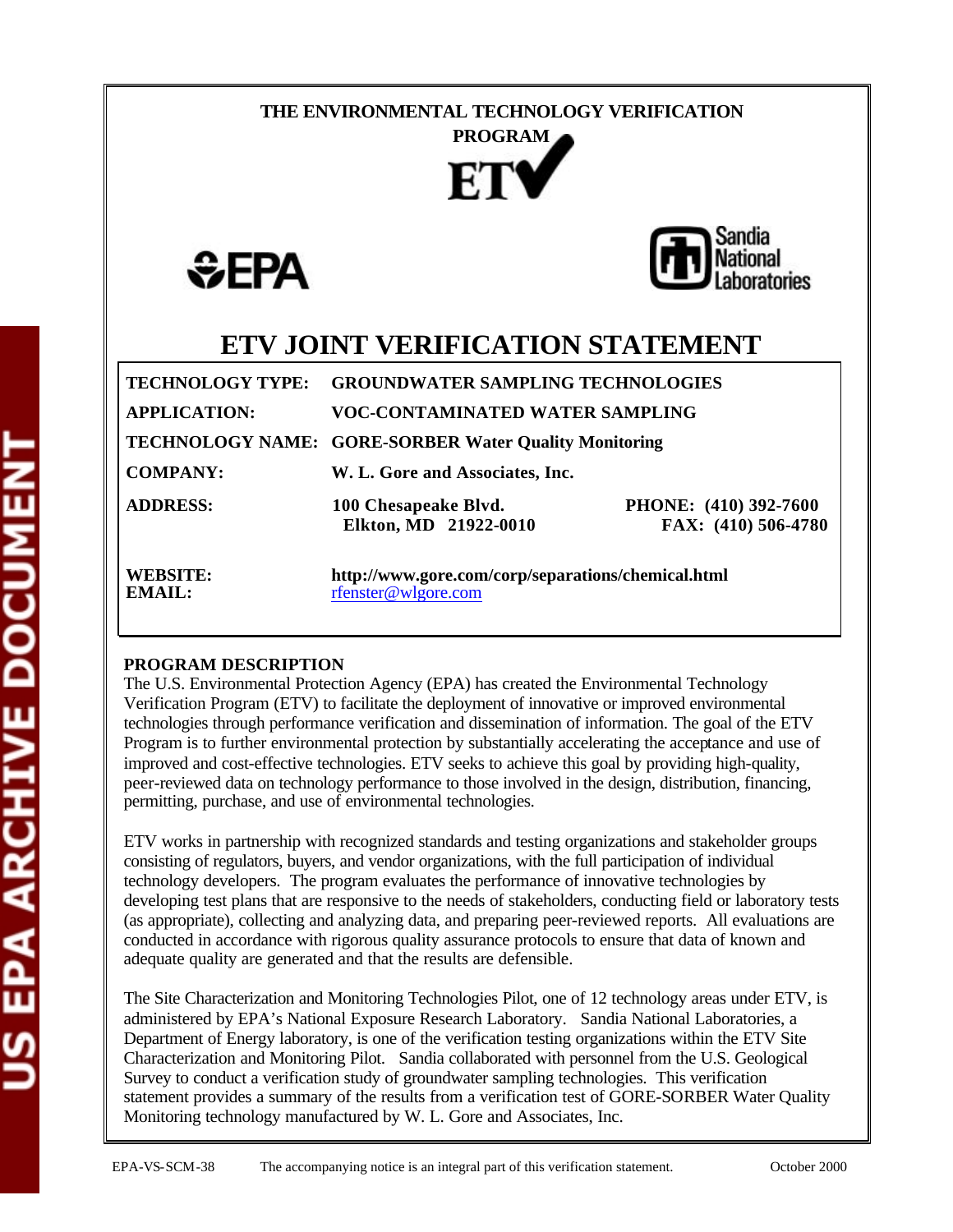THE ENVIRONMENTAL TECHNOLOGY VERIFICATION PROGRAM

ETV

EPA

Sandia National Laboratories

# ETV JOINT VERIFICATION STATEMENT

| | | |
|---|---|---|
| **TECHNOLOGY TYPE:** | **GROUNDWATER SAMPLING TECHNOLOGIES** | |
| **APPLICATION:** | **VOC-CONTAMINATED WATER SAMPLING** | |
| **TECHNOLOGY NAME:** | **GORE-SORBER Water Quality Monitoring** | |
| **COMPANY:** | **W. L. Gore and Associates, Inc.** | |
| **ADDRESS:** | **100 Chesapeake Blvd.**<br>**Elkton, MD 21922-0010** | **PHONE: (410) 392-7600**<br>**FAX: (410) 506-4780** |
| **WEBSITE:**<br>**EMAIL:** | **http://www.gore.com/corp/separations/chemical.html**<br>rfenster@wlgore.com | |

**PROGRAM DESCRIPTION**

The U.S. Environmental Protection Agency (EPA) has created the Environmental Technology Verification Program (ETV) to facilitate the deployment of innovative or improved environmental technologies through performance verification and dissemination of information. The goal of the ETV Program is to further environmental protection by substantially accelerating the acceptance and use of improved and cost-effective technologies. ETV seeks to achieve this goal by providing high-quality, peer-reviewed data on technology performance to those involved in the design, distribution, financing, permitting, purchase, and use of environmental technologies.

ETV works in partnership with recognized standards and testing organizations and stakeholder groups consisting of regulators, buyers, and vendor organizations, with the full participation of individual technology developers. The program evaluates the performance of innovative technologies by developing test plans that are responsive to the needs of stakeholders, conducting field or laboratory tests (as appropriate), collecting and analyzing data, and preparing peer-reviewed reports. All evaluations are conducted in accordance with rigorous quality assurance protocols to ensure that data of known and adequate quality are generated and that the results are defensible.

The Site Characterization and Monitoring Technologies Pilot, one of 12 technology areas under ETV, is administered by EPA's National Exposure Research Laboratory. Sandia National Laboratories, a Department of Energy laboratory, is one of the verification testing organizations within the ETV Site Characterization and Monitoring Pilot. Sandia collaborated with personnel from the U.S. Geological Survey to conduct a verification study of groundwater sampling technologies. This verification statement provides a summary of the results from a verification test of GORE-SORBER Water Quality Monitoring technology manufactured by W. L. Gore and Associates, Inc.

EPA-VS-SCM-38 The accompanying notice is an integral part of this verification statement. October 2000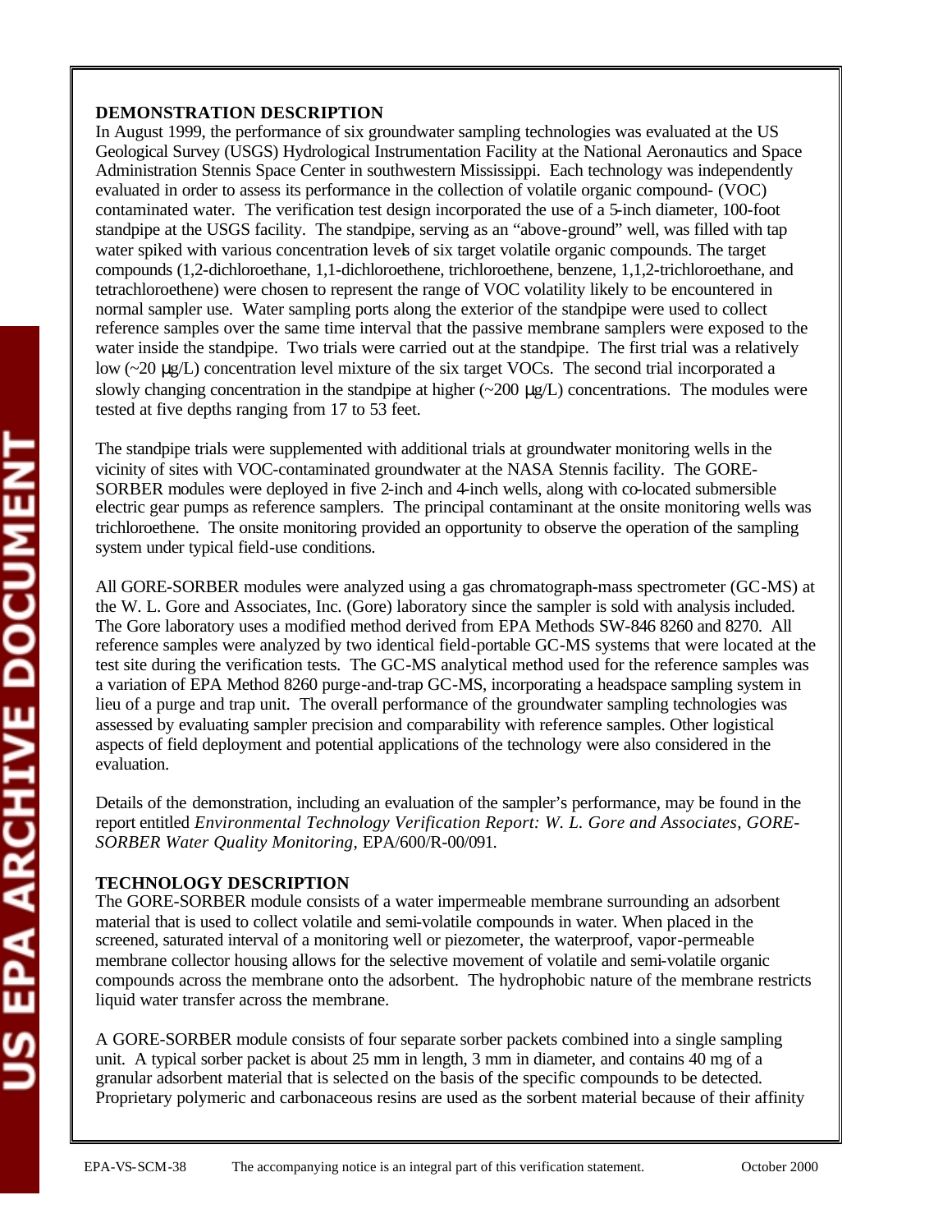**DEMONSTRATION DESCRIPTION**

In August 1999, the performance of six groundwater sampling technologies was evaluated at the US Geological Survey (USGS) Hydrological Instrumentation Facility at the National Aeronautics and Space Administration Stennis Space Center in southwestern Mississippi. Each technology was independently evaluated in order to assess its performance in the collection of volatile organic compound- (VOC) contaminated water. The verification test design incorporated the use of a 5-inch diameter, 100-foot standpipe at the USGS facility. The standpipe, serving as an "above-ground" well, was filled with tap water spiked with various concentration levels of six target volatile organic compounds. The target compounds (1,2-dichloroethane, 1,1-dichloroethene, trichloroethene, benzene, 1,1,2-trichloroethane, and tetrachloroethene) were chosen to represent the range of VOC volatility likely to be encountered in normal sampler use. Water sampling ports along the exterior of the standpipe were used to collect reference samples over the same time interval that the passive membrane samplers were exposed to the water inside the standpipe. Two trials were carried out at the standpipe. The first trial was a relatively low (~20 μg/L) concentration level mixture of the six target VOCs. The second trial incorporated a slowly changing concentration in the standpipe at higher (~200 μg/L) concentrations. The modules were tested at five depths ranging from 17 to 53 feet.

The standpipe trials were supplemented with additional trials at groundwater monitoring wells in the vicinity of sites with VOC-contaminated groundwater at the NASA Stennis facility. The GORE-SORBER modules were deployed in five 2-inch and 4-inch wells, along with co-located submersible electric gear pumps as reference samplers. The principal contaminant at the onsite monitoring wells was trichloroethene. The onsite monitoring provided an opportunity to observe the operation of the sampling system under typical field-use conditions.

All GORE-SORBER modules were analyzed using a gas chromatograph-mass spectrometer (GC-MS) at the W. L. Gore and Associates, Inc. (Gore) laboratory since the sampler is sold with analysis included. The Gore laboratory uses a modified method derived from EPA Methods SW-846 8260 and 8270. All reference samples were analyzed by two identical field-portable GC-MS systems that were located at the test site during the verification tests. The GC-MS analytical method used for the reference samples was a variation of EPA Method 8260 purge-and-trap GC-MS, incorporating a headspace sampling system in lieu of a purge and trap unit. The overall performance of the groundwater sampling technologies was assessed by evaluating sampler precision and comparability with reference samples. Other logistical aspects of field deployment and potential applications of the technology were also considered in the evaluation.

Details of the demonstration, including an evaluation of the sampler's performance, may be found in the report entitled *Environmental Technology Verification Report: W. L. Gore and Associates, GORE-SORBER Water Quality Monitoring*, EPA/600/R-00/091.

**TECHNOLOGY DESCRIPTION**

The GORE-SORBER module consists of a water impermeable membrane surrounding an adsorbent material that is used to collect volatile and semi-volatile compounds in water. When placed in the screened, saturated interval of a monitoring well or piezometer, the waterproof, vapor-permeable membrane collector housing allows for the selective movement of volatile and semi-volatile organic compounds across the membrane onto the adsorbent. The hydrophobic nature of the membrane restricts liquid water transfer across the membrane.

A GORE-SORBER module consists of four separate sorber packets combined into a single sampling unit. A typical sorber packet is about 25 mm in length, 3 mm in diameter, and contains 40 mg of a granular adsorbent material that is selected on the basis of the specific compounds to be detected. Proprietary polymeric and carbonaceous resins are used as the sorbent material because of their affinity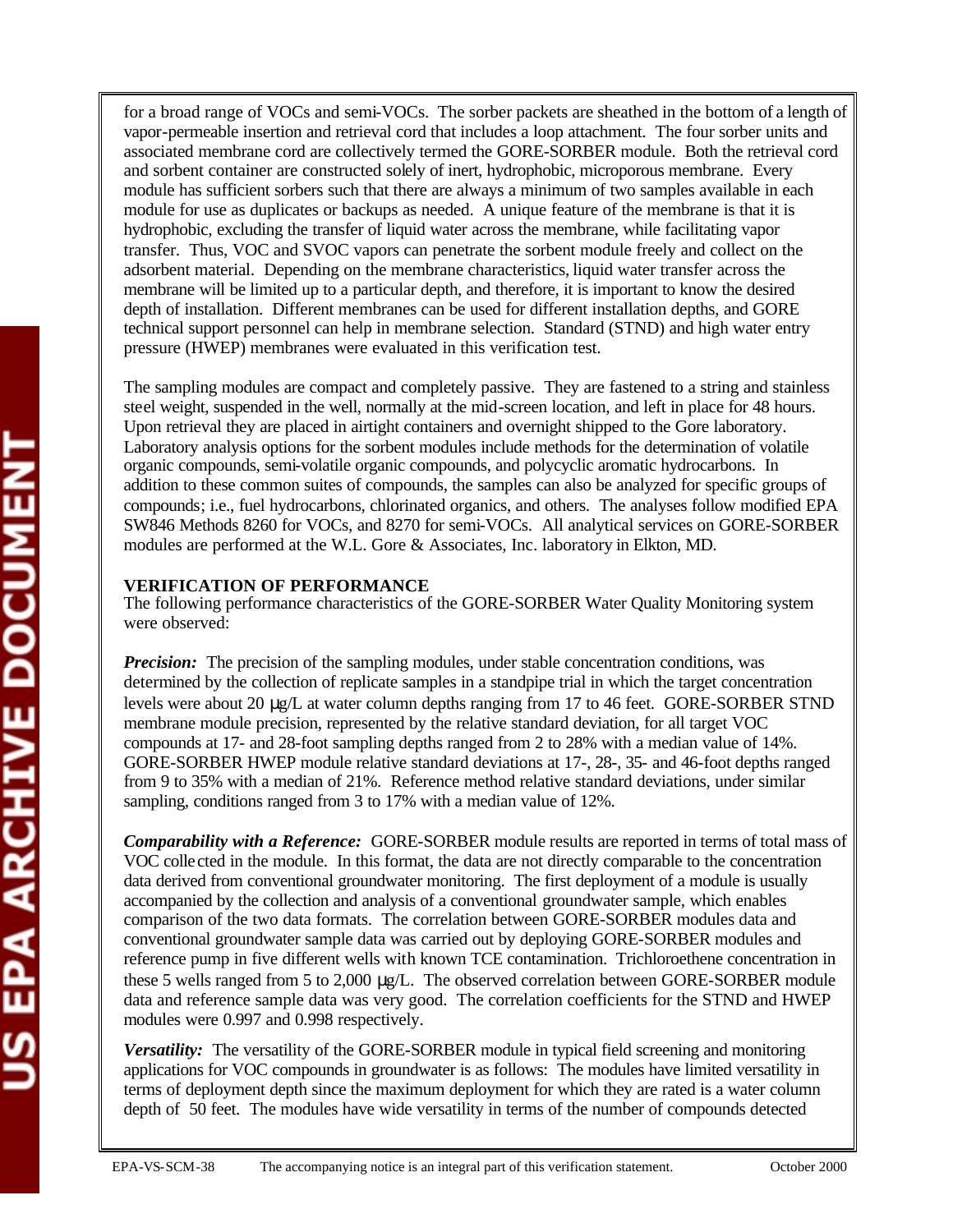for a broad range of VOCs and semi-VOCs. The sorber packets are sheathed in the bottom of a length of vapor-permeable insertion and retrieval cord that includes a loop attachment. The four sorber units and associated membrane cord are collectively termed the GORE-SORBER module. Both the retrieval cord and sorbent container are constructed solely of inert, hydrophobic, microporous membrane. Every module has sufficient sorbers such that there are always a minimum of two samples available in each module for use as duplicates or backups as needed. A unique feature of the membrane is that it is hydrophobic, excluding the transfer of liquid water across the membrane, while facilitating vapor transfer. Thus, VOC and SVOC vapors can penetrate the sorbent module freely and collect on the adsorbent material. Depending on the membrane characteristics, liquid water transfer across the membrane will be limited up to a particular depth, and therefore, it is important to know the desired depth of installation. Different membranes can be used for different installation depths, and GORE technical support personnel can help in membrane selection. Standard (STND) and high water entry pressure (HWEP) membranes were evaluated in this verification test.

The sampling modules are compact and completely passive. They are fastened to a string and stainless steel weight, suspended in the well, normally at the mid-screen location, and left in place for 48 hours. Upon retrieval they are placed in airtight containers and overnight shipped to the Gore laboratory. Laboratory analysis options for the sorbent modules include methods for the determination of volatile organic compounds, semi-volatile organic compounds, and polycyclic aromatic hydrocarbons. In addition to these common suites of compounds, the samples can also be analyzed for specific groups of compounds; i.e., fuel hydrocarbons, chlorinated organics, and others. The analyses follow modified EPA SW846 Methods 8260 for VOCs, and 8270 for semi-VOCs. All analytical services on GORE-SORBER modules are performed at the W.L. Gore & Associates, Inc. laboratory in Elkton, MD.

**VERIFICATION OF PERFORMANCE**

The following performance characteristics of the GORE-SORBER Water Quality Monitoring system were observed:

***Precision:*** The precision of the sampling modules, under stable concentration conditions, was determined by the collection of replicate samples in a standpipe trial in which the target concentration levels were about 20 μg/L at water column depths ranging from 17 to 46 feet. GORE-SORBER STND membrane module precision, represented by the relative standard deviation, for all target VOC compounds at 17- and 28-foot sampling depths ranged from 2 to 28% with a median value of 14%. GORE-SORBER HWEP module relative standard deviations at 17-, 28-, 35- and 46-foot depths ranged from 9 to 35% with a median of 21%. Reference method relative standard deviations, under similar sampling, conditions ranged from 3 to 17% with a median value of 12%.

***Comparability with a Reference:*** GORE-SORBER module results are reported in terms of total mass of VOC collected in the module. In this format, the data are not directly comparable to the concentration data derived from conventional groundwater monitoring. The first deployment of a module is usually accompanied by the collection and analysis of a conventional groundwater sample, which enables comparison of the two data formats. The correlation between GORE-SORBER modules data and conventional groundwater sample data was carried out by deploying GORE-SORBER modules and reference pump in five different wells with known TCE contamination. Trichloroethene concentration in these 5 wells ranged from 5 to 2,000 μg/L. The observed correlation between GORE-SORBER module data and reference sample data was very good. The correlation coefficients for the STND and HWEP modules were 0.997 and 0.998 respectively.

***Versatility:*** The versatility of the GORE-SORBER module in typical field screening and monitoring applications for VOC compounds in groundwater is as follows: The modules have limited versatility in terms of deployment depth since the maximum deployment for which they are rated is a water column depth of 50 feet. The modules have wide versatility in terms of the number of compounds detected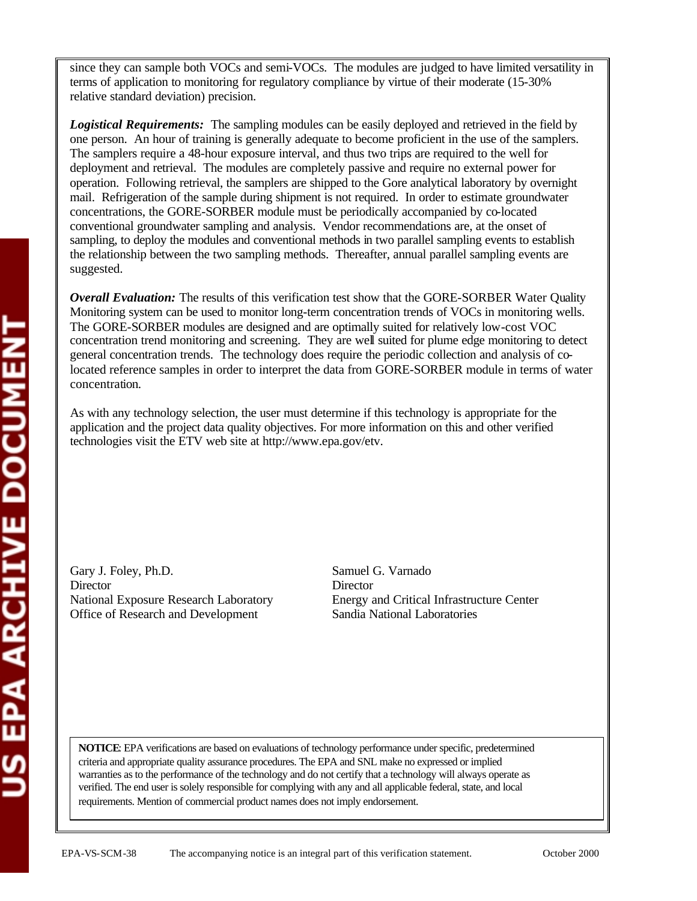since they can sample both VOCs and semi-VOCs. The modules are judged to have limited versatility in terms of application to monitoring for regulatory compliance by virtue of their moderate (15-30% relative standard deviation) precision.

***Logistical Requirements:*** The sampling modules can be easily deployed and retrieved in the field by one person. An hour of training is generally adequate to become proficient in the use of the samplers. The samplers require a 48-hour exposure interval, and thus two trips are required to the well for deployment and retrieval. The modules are completely passive and require no external power for operation. Following retrieval, the samplers are shipped to the Gore analytical laboratory by overnight mail. Refrigeration of the sample during shipment is not required. In order to estimate groundwater concentrations, the GORE-SORBER module must be periodically accompanied by co-located conventional groundwater sampling and analysis. Vendor recommendations are, at the onset of sampling, to deploy the modules and conventional methods in two parallel sampling events to establish the relationship between the two sampling methods. Thereafter, annual parallel sampling events are suggested.

***Overall Evaluation:*** The results of this verification test show that the GORE-SORBER Water Quality Monitoring system can be used to monitor long-term concentration trends of VOCs in monitoring wells. The GORE-SORBER modules are designed and are optimally suited for relatively low-cost VOC concentration trend monitoring and screening. They are well suited for plume edge monitoring to detect general concentration trends. The technology does require the periodic collection and analysis of co-located reference samples in order to interpret the data from GORE-SORBER module in terms of water concentration.

As with any technology selection, the user must determine if this technology is appropriate for the application and the project data quality objectives. For more information on this and other verified technologies visit the ETV web site at http://www.epa.gov/etv.

Gary J. Foley, Ph.D.
Director
National Exposure Research Laboratory
Office of Research and Development

Samuel G. Varnado
Director
Energy and Critical Infrastructure Center
Sandia National Laboratories

**NOTICE**: EPA verifications are based on evaluations of technology performance under specific, predetermined criteria and appropriate quality assurance procedures. The EPA and SNL make no expressed or implied warranties as to the performance of the technology and do not certify that a technology will always operate as verified. The end user is solely responsible for complying with any and all applicable federal, state, and local requirements. Mention of commercial product names does not imply endorsement.

EPA-VS-SCM-38 The accompanying notice is an integral part of this verification statement. October 2000